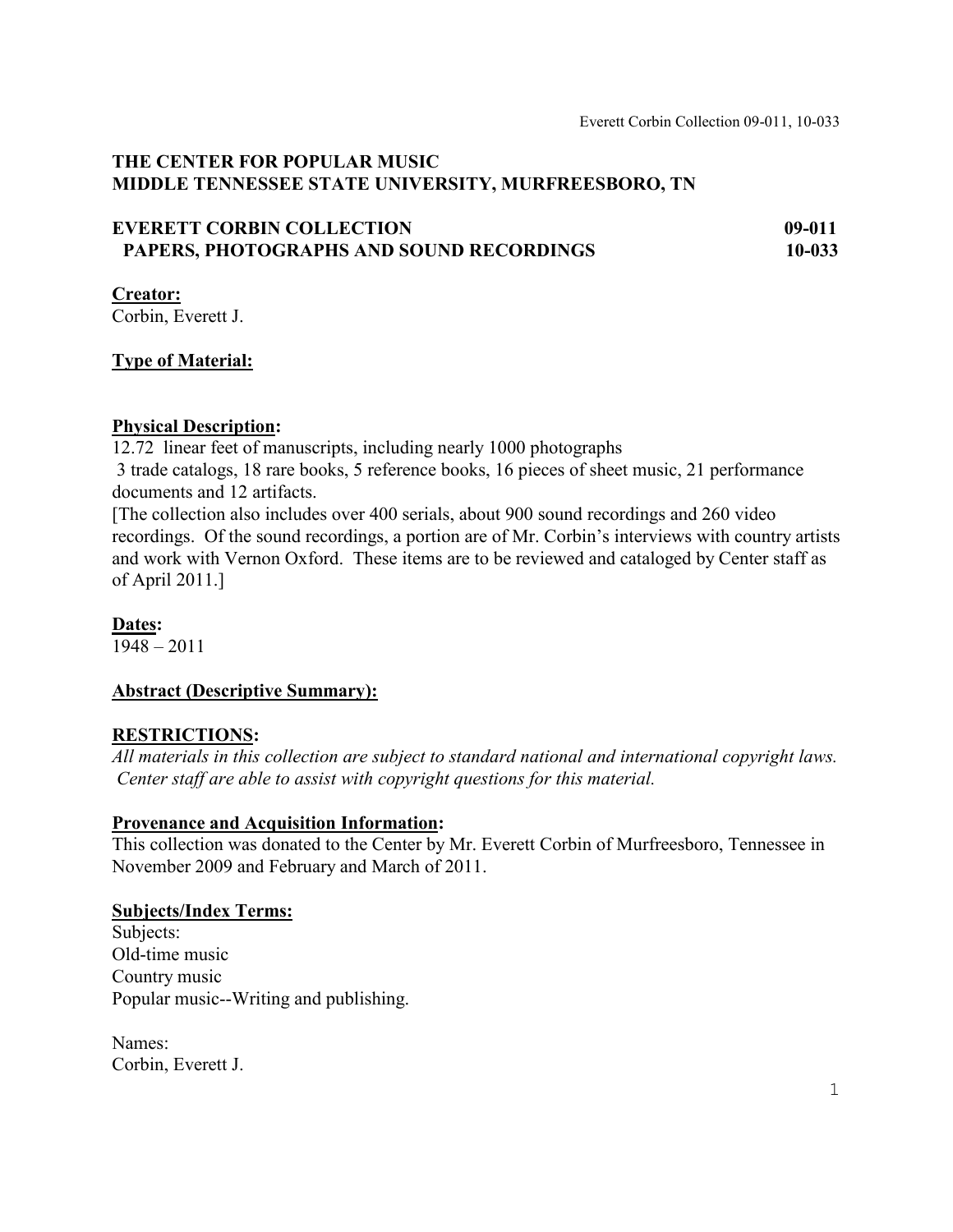# THE CENTER FOR POPULAR MUSIC
# MIDDLE TENNESSEE STATE UNIVERSITY, MURFREESBORO, TN

## EVERETT CORBIN COLLECTION 09-011
## PAPERS, PHOTOGRAPHS AND SOUND RECORDINGS 10-033

**Creator:**
Corbin, Everett J.

**Type of Material:**

**Physical Description:**
12.72 linear feet of manuscripts, including nearly 1000 photographs
3 trade catalogs, 18 rare books, 5 reference books, 16 pieces of sheet music, 21 performance documents and 12 artifacts.
[The collection also includes over 400 serials, about 900 sound recordings and 260 video recordings. Of the sound recordings, a portion are of Mr. Corbin's interviews with country artists and work with Vernon Oxford. These items are to be reviewed and cataloged by Center staff as of April 2011.]

**Dates:**
1948 – 2011

**Abstract (Descriptive Summary):**

**RESTRICTIONS:**
*All materials in this collection are subject to standard national and international copyright laws. Center staff are able to assist with copyright questions for this material.*

**Provenance and Acquisition Information:**
This collection was donated to the Center by Mr. Everett Corbin of Murfreesboro, Tennessee in November 2009 and February and March of 2011.

**Subjects/Index Terms:**
Subjects:
Old-time music
Country music
Popular music--Writing and publishing.

Names:
Corbin, Everett J.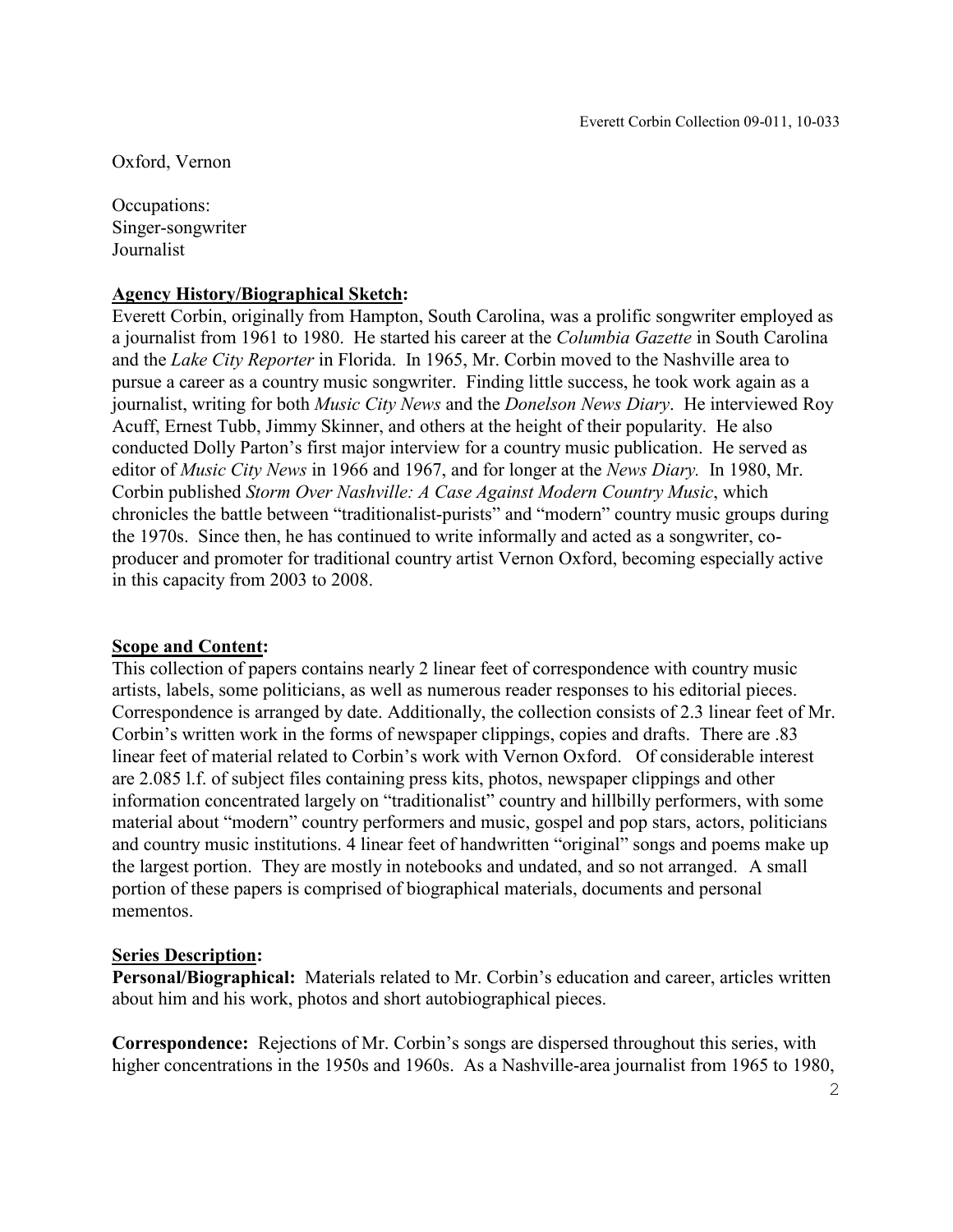Oxford, Vernon

Occupations:
Singer-songwriter
Journalist

**Agency History/Biographical Sketch:**

Everett Corbin, originally from Hampton, South Carolina, was a prolific songwriter employed as a journalist from 1961 to 1980. He started his career at the *Columbia Gazette* in South Carolina and the *Lake City Reporter* in Florida. In 1965, Mr. Corbin moved to the Nashville area to pursue a career as a country music songwriter. Finding little success, he took work again as a journalist, writing for both *Music City News* and the *Donelson News Diary*. He interviewed Roy Acuff, Ernest Tubb, Jimmy Skinner, and others at the height of their popularity. He also conducted Dolly Parton's first major interview for a country music publication. He served as editor of *Music City News* in 1966 and 1967, and for longer at the *News Diary.* In 1980, Mr. Corbin published *Storm Over Nashville: A Case Against Modern Country Music*, which chronicles the battle between "traditionalist-purists" and "modern" country music groups during the 1970s. Since then, he has continued to write informally and acted as a songwriter, co-producer and promoter for traditional country artist Vernon Oxford, becoming especially active in this capacity from 2003 to 2008.

**Scope and Content:**

This collection of papers contains nearly 2 linear feet of correspondence with country music artists, labels, some politicians, as well as numerous reader responses to his editorial pieces. Correspondence is arranged by date. Additionally, the collection consists of 2.3 linear feet of Mr. Corbin's written work in the forms of newspaper clippings, copies and drafts. There are .83 linear feet of material related to Corbin's work with Vernon Oxford. Of considerable interest are 2.085 l.f. of subject files containing press kits, photos, newspaper clippings and other information concentrated largely on "traditionalist" country and hillbilly performers, with some material about "modern" country performers and music, gospel and pop stars, actors, politicians and country music institutions. 4 linear feet of handwritten "original" songs and poems make up the largest portion. They are mostly in notebooks and undated, and so not arranged. A small portion of these papers is comprised of biographical materials, documents and personal mementos.

**Series Description:**

**Personal/Biographical:** Materials related to Mr. Corbin's education and career, articles written about him and his work, photos and short autobiographical pieces.

**Correspondence:** Rejections of Mr. Corbin's songs are dispersed throughout this series, with higher concentrations in the 1950s and 1960s. As a Nashville-area journalist from 1965 to 1980,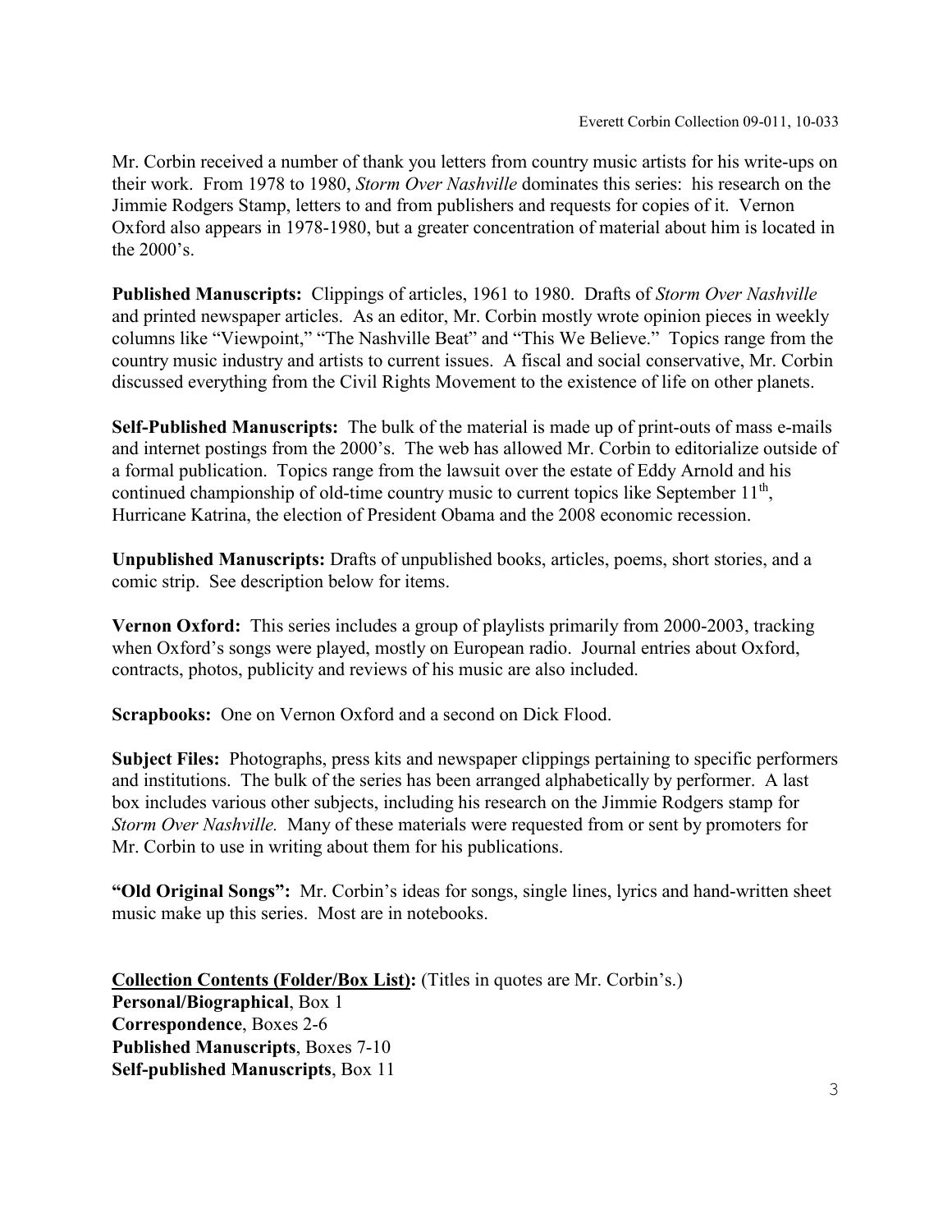Mr. Corbin received a number of thank you letters from country music artists for his write-ups on their work. From 1978 to 1980, *Storm Over Nashville* dominates this series: his research on the Jimmie Rodgers Stamp, letters to and from publishers and requests for copies of it. Vernon Oxford also appears in 1978-1980, but a greater concentration of material about him is located in the 2000's.

**Published Manuscripts:** Clippings of articles, 1961 to 1980. Drafts of *Storm Over Nashville* and printed newspaper articles. As an editor, Mr. Corbin mostly wrote opinion pieces in weekly columns like "Viewpoint," "The Nashville Beat" and "This We Believe." Topics range from the country music industry and artists to current issues. A fiscal and social conservative, Mr. Corbin discussed everything from the Civil Rights Movement to the existence of life on other planets.

**Self-Published Manuscripts:** The bulk of the material is made up of print-outs of mass e-mails and internet postings from the 2000's. The web has allowed Mr. Corbin to editorialize outside of a formal publication. Topics range from the lawsuit over the estate of Eddy Arnold and his continued championship of old-time country music to current topics like September 11th, Hurricane Katrina, the election of President Obama and the 2008 economic recession.

**Unpublished Manuscripts:** Drafts of unpublished books, articles, poems, short stories, and a comic strip. See description below for items.

**Vernon Oxford:** This series includes a group of playlists primarily from 2000-2003, tracking when Oxford's songs were played, mostly on European radio. Journal entries about Oxford, contracts, photos, publicity and reviews of his music are also included.

**Scrapbooks:** One on Vernon Oxford and a second on Dick Flood.

**Subject Files:** Photographs, press kits and newspaper clippings pertaining to specific performers and institutions. The bulk of the series has been arranged alphabetically by performer. A last box includes various other subjects, including his research on the Jimmie Rodgers stamp for *Storm Over Nashville.* Many of these materials were requested from or sent by promoters for Mr. Corbin to use in writing about them for his publications.

**"Old Original Songs":** Mr. Corbin's ideas for songs, single lines, lyrics and hand-written sheet music make up this series. Most are in notebooks.

**Collection Contents (Folder/Box List):** (Titles in quotes are Mr. Corbin's.)
**Personal/Biographical**, Box 1
**Correspondence**, Boxes 2-6
**Published Manuscripts**, Boxes 7-10
**Self-published Manuscripts**, Box 11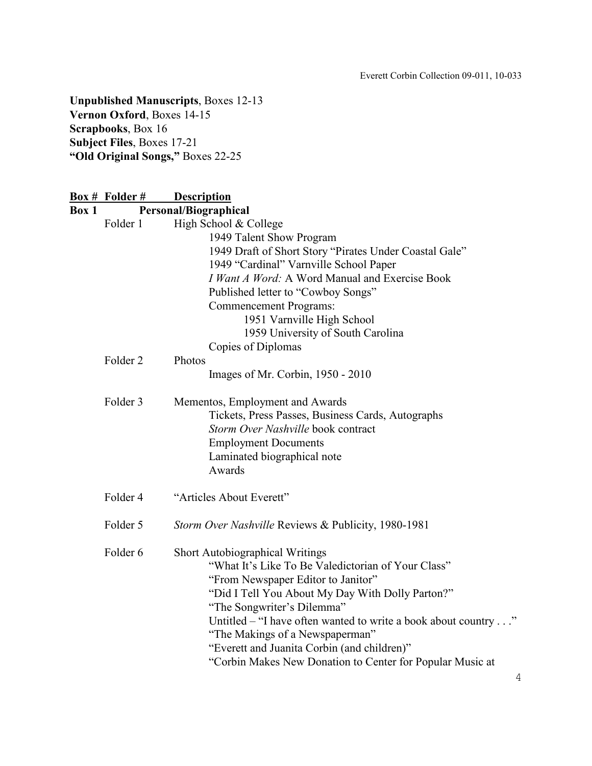**Unpublished Manuscripts**, Boxes 12-13
**Vernon Oxford**, Boxes 14-15
**Scrapbooks**, Box 16
**Subject Files**, Boxes 17-21
**"Old Original Songs,"** Boxes 22-25

| Box # | Folder # | Description |
|---|---|---|
| **Box 1** | | **Personal/Biographical** |
| | Folder 1 | High School & College |
| | | 1949 Talent Show Program |
| | | 1949 Draft of Short Story "Pirates Under Coastal Gale" |
| | | 1949 "Cardinal" Varnville School Paper |
| | | *I Want A Word:* A Word Manual and Exercise Book |
| | | Published letter to "Cowboy Songs" |
| | | Commencement Programs: |
| | | 1951 Varnville High School |
| | | 1959 University of South Carolina |
| | | Copies of Diplomas |
| | Folder 2 | Photos |
| | | Images of Mr. Corbin, 1950 - 2010 |
| | Folder 3 | Mementos, Employment and Awards |
| | | Tickets, Press Passes, Business Cards, Autographs |
| | | *Storm Over Nashville* book contract |
| | | Employment Documents |
| | | Laminated biographical note |
| | | Awards |
| | Folder 4 | "Articles About Everett" |
| | Folder 5 | *Storm Over Nashville* Reviews & Publicity, 1980-1981 |
| | Folder 6 | Short Autobiographical Writings |
| | | "What It's Like To Be Valedictorian of Your Class" |
| | | "From Newspaper Editor to Janitor" |
| | | "Did I Tell You About My Day With Dolly Parton?" |
| | | "The Songwriter's Dilemma" |
| | | Untitled – "I have often wanted to write a book about country . . ." |
| | | "The Makings of a Newspaperman" |
| | | "Everett and Juanita Corbin (and children)" |
| | | "Corbin Makes New Donation to Center for Popular Music at |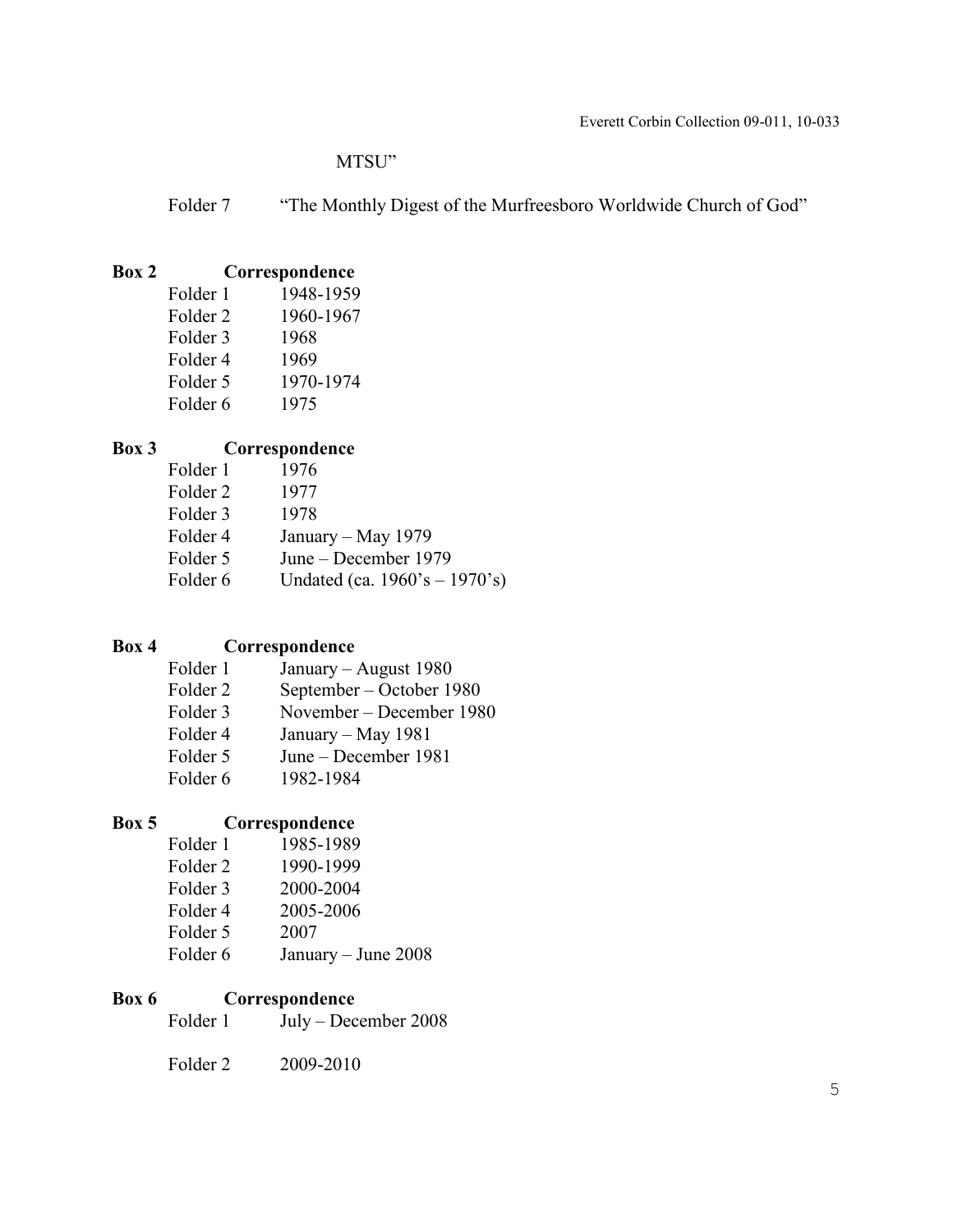MTSU"

Folder 7 "The Monthly Digest of the Murfreesboro Worldwide Church of God"

**Box 2 Correspondence**

Folder 1 1948-1959
Folder 2 1960-1967
Folder 3 1968
Folder 4 1969
Folder 5 1970-1974
Folder 6 1975

**Box 3 Correspondence**

Folder 1 1976
Folder 2 1977
Folder 3 1978
Folder 4 January – May 1979
Folder 5 June – December 1979
Folder 6 Undated (ca. 1960's – 1970's)

**Box 4 Correspondence**

Folder 1 January – August 1980
Folder 2 September – October 1980
Folder 3 November – December 1980
Folder 4 January – May 1981
Folder 5 June – December 1981
Folder 6 1982-1984

**Box 5 Correspondence**

Folder 1 1985-1989
Folder 2 1990-1999
Folder 3 2000-2004
Folder 4 2005-2006
Folder 5 2007
Folder 6 January – June 2008

**Box 6 Correspondence**

Folder 1 July – December 2008

Folder 2 2009-2010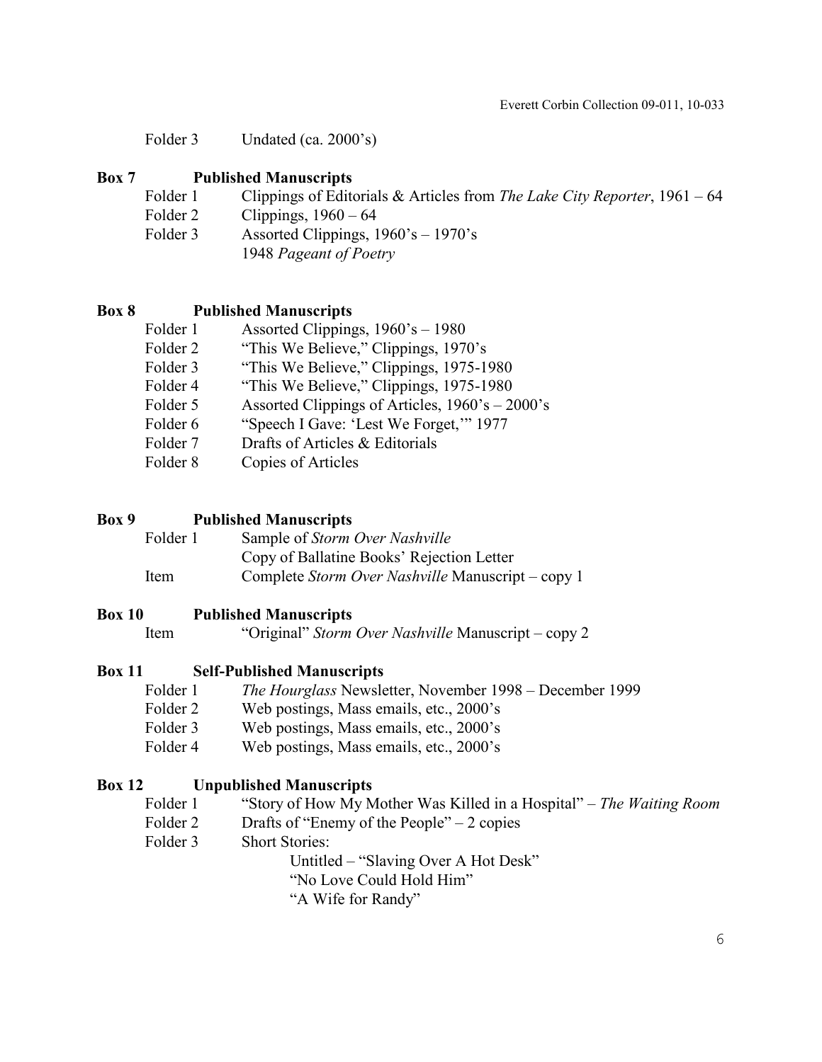Folder 3 Undated (ca. 2000's)

**Box 7 Published Manuscripts**

| | |
|---|---|
| Folder 1 | Clippings of Editorials & Articles from *The Lake City Reporter*, 1961 – 64 |
| Folder 2 | Clippings, 1960 – 64 |
| Folder 3 | Assorted Clippings, 1960's – 1970's |
| | 1948 *Pageant of Poetry* |

**Box 8 Published Manuscripts**

| | |
|---|---|
| Folder 1 | Assorted Clippings, 1960's – 1980 |
| Folder 2 | "This We Believe," Clippings, 1970's |
| Folder 3 | "This We Believe," Clippings, 1975-1980 |
| Folder 4 | "This We Believe," Clippings, 1975-1980 |
| Folder 5 | Assorted Clippings of Articles, 1960's – 2000's |
| Folder 6 | "Speech I Gave: 'Lest We Forget,'" 1977 |
| Folder 7 | Drafts of Articles & Editorials |
| Folder 8 | Copies of Articles |

**Box 9 Published Manuscripts**

| | |
|---|---|
| Folder 1 | Sample of *Storm Over Nashville* |
| | Copy of Ballatine Books' Rejection Letter |
| Item | Complete *Storm Over Nashville* Manuscript – copy 1 |

**Box 10 Published Manuscripts**

| | |
|---|---|
| Item | "Original" *Storm Over Nashville* Manuscript – copy 2 |

**Box 11 Self-Published Manuscripts**

| | |
|---|---|
| Folder 1 | *The Hourglass* Newsletter, November 1998 – December 1999 |
| Folder 2 | Web postings, Mass emails, etc., 2000's |
| Folder 3 | Web postings, Mass emails, etc., 2000's |
| Folder 4 | Web postings, Mass emails, etc., 2000's |

**Box 12 Unpublished Manuscripts**

| | |
|---|---|
| Folder 1 | "Story of How My Mother Was Killed in a Hospital" – *The Waiting Room* |
| Folder 2 | Drafts of "Enemy of the People" – 2 copies |
| Folder 3 | Short Stories: |
| | Untitled – "Slaving Over A Hot Desk" |
| | "No Love Could Hold Him" |
| | "A Wife for Randy" |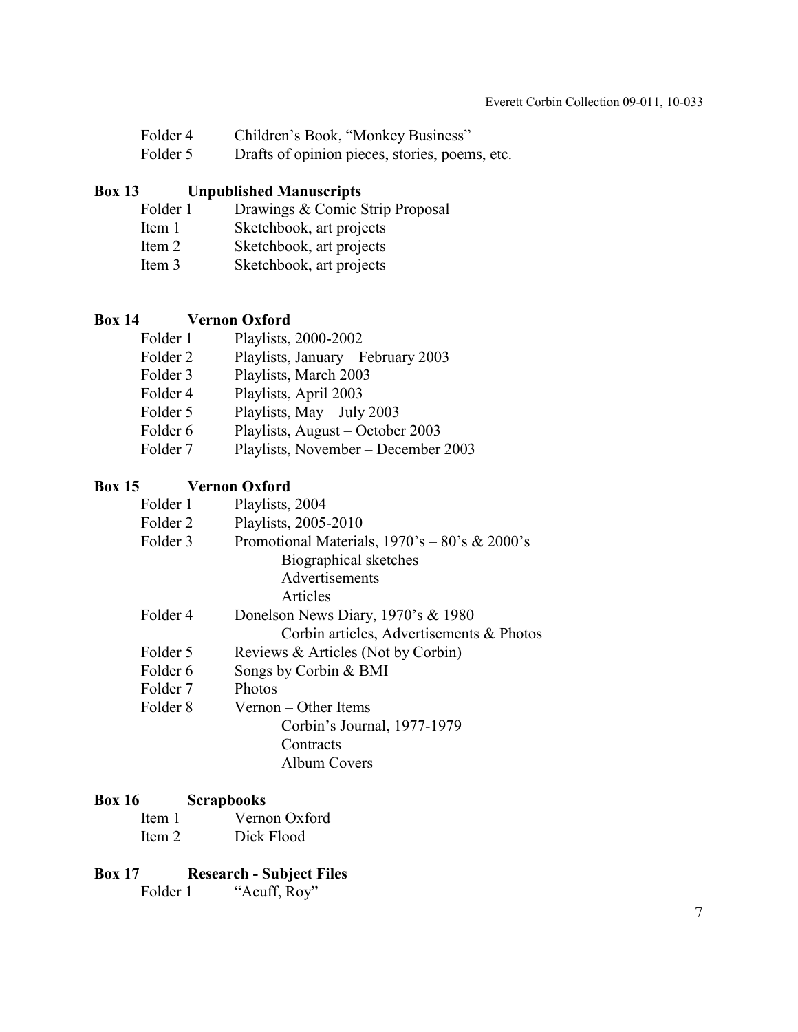Folder 4 Children's Book, "Monkey Business"
Folder 5 Drafts of opinion pieces, stories, poems, etc.

**Box 13 Unpublished Manuscripts**

- Folder 1 Drawings & Comic Strip Proposal
- Item 1 Sketchbook, art projects
- Item 2 Sketchbook, art projects
- Item 3 Sketchbook, art projects

**Box 14 Vernon Oxford**

- Folder 1 Playlists, 2000-2002
- Folder 2 Playlists, January – February 2003
- Folder 3 Playlists, March 2003
- Folder 4 Playlists, April 2003
- Folder 5 Playlists, May – July 2003
- Folder 6 Playlists, August – October 2003
- Folder 7 Playlists, November – December 2003

**Box 15 Vernon Oxford**

- Folder 1 Playlists, 2004
- Folder 2 Playlists, 2005-2010
- Folder 3 Promotional Materials, 1970's – 80's & 2000's
    - Biographical sketches
    - Advertisements
    - Articles
- Folder 4 Donelson News Diary, 1970's & 1980
    - Corbin articles, Advertisements & Photos
- Folder 5 Reviews & Articles (Not by Corbin)
- Folder 6 Songs by Corbin & BMI
- Folder 7 Photos
- Folder 8 Vernon – Other Items
    - Corbin's Journal, 1977-1979
    - Contracts
    - Album Covers

**Box 16 Scrapbooks**

- Item 1 Vernon Oxford
- Item 2 Dick Flood

**Box 17 Research - Subject Files**

- Folder 1 "Acuff, Roy"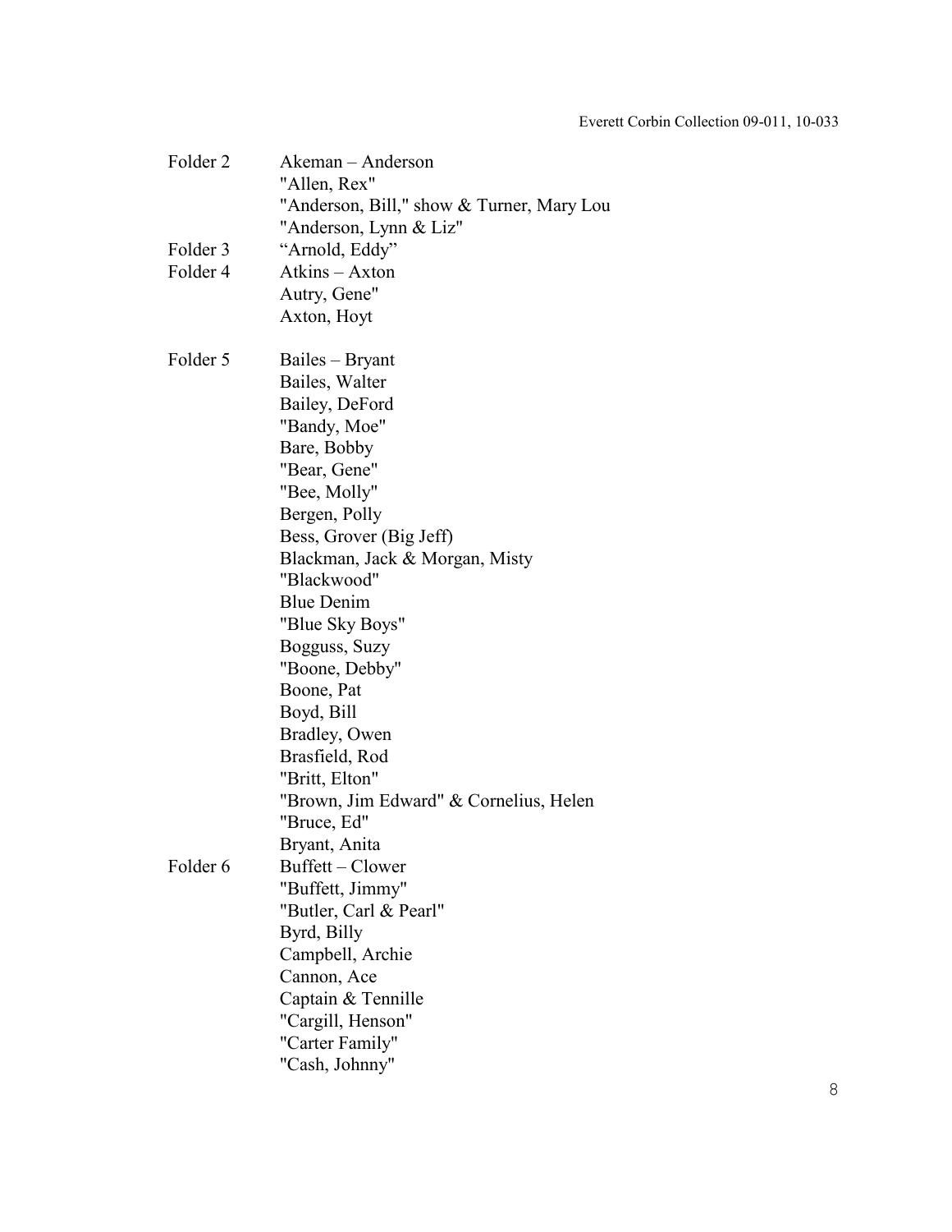Folder 2	Akeman – Anderson
"Allen, Rex"
"Anderson, Bill," show & Turner, Mary Lou
"Anderson, Lynn & Liz"

Folder 3	"Arnold, Eddy"

Folder 4	Atkins – Axton
Autry, Gene"
Axton, Hoyt

Folder 5	Bailes – Bryant
Bailes, Walter
Bailey, DeFord
"Bandy, Moe"
Bare, Bobby
"Bear, Gene"
"Bee, Molly"
Bergen, Polly
Bess, Grover (Big Jeff)
Blackman, Jack & Morgan, Misty
"Blackwood"
Blue Denim
"Blue Sky Boys"
Bogguss, Suzy
"Boone, Debby"
Boone, Pat
Boyd, Bill
Bradley, Owen
Brasfield, Rod
"Britt, Elton"
"Brown, Jim Edward" & Cornelius, Helen
"Bruce, Ed"
Bryant, Anita

Folder 6	Buffett – Clower
"Buffett, Jimmy"
"Butler, Carl & Pearl"
Byrd, Billy
Campbell, Archie
Cannon, Ace
Captain & Tennille
"Cargill, Henson"
"Carter Family"
"Cash, Johnny"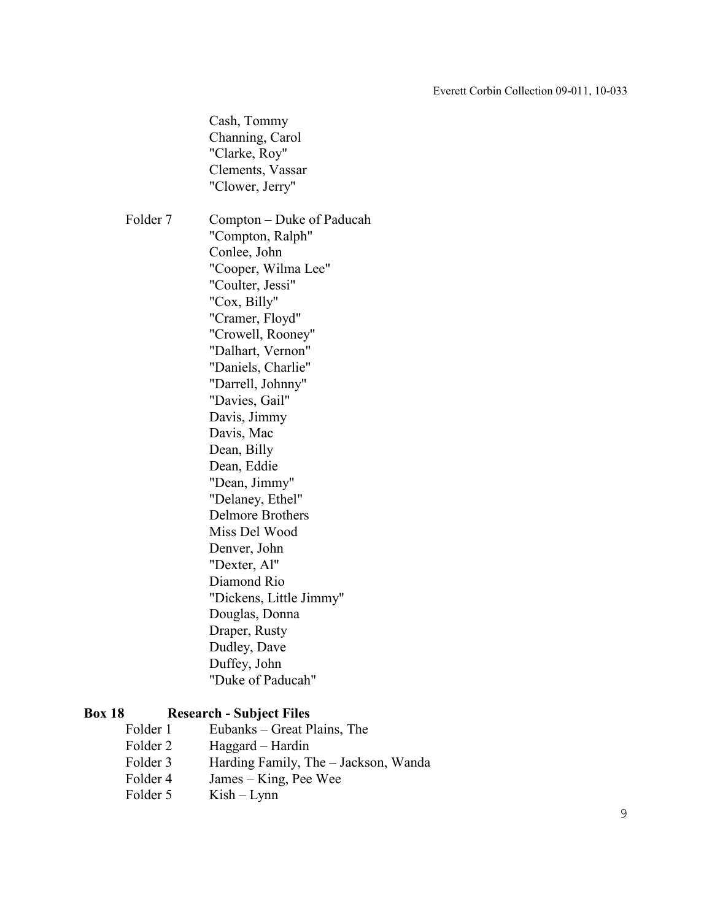Cash, Tommy
Channing, Carol
"Clarke, Roy"
Clements, Vassar
"Clower, Jerry"

Folder 7 Compton – Duke of Paducah
"Compton, Ralph"
Conlee, John
"Cooper, Wilma Lee"
"Coulter, Jessi"
"Cox, Billy"
"Cramer, Floyd"
"Crowell, Rooney"
"Dalhart, Vernon"
"Daniels, Charlie"
"Darrell, Johnny"
"Davies, Gail"
Davis, Jimmy
Davis, Mac
Dean, Billy
Dean, Eddie
"Dean, Jimmy"
"Delaney, Ethel"
Delmore Brothers
Miss Del Wood
Denver, John
"Dexter, Al"
Diamond Rio
"Dickens, Little Jimmy"
Douglas, Donna
Draper, Rusty
Dudley, Dave
Duffey, John
"Duke of Paducah"

**Box 18 Research - Subject Files**

Folder 1 Eubanks – Great Plains, The
Folder 2 Haggard – Hardin
Folder 3 Harding Family, The – Jackson, Wanda
Folder 4 James – King, Pee Wee
Folder 5 Kish – Lynn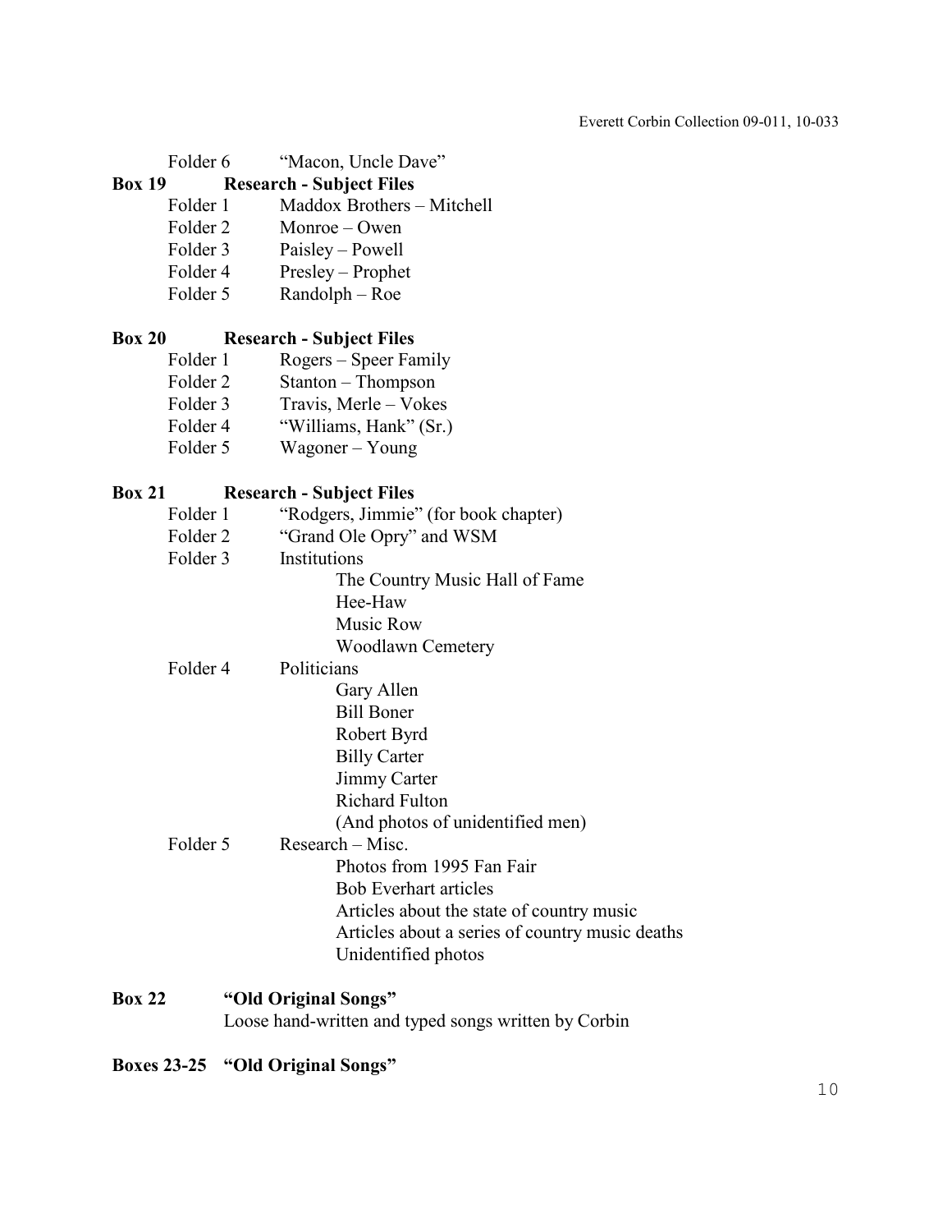Folder 6 "Macon, Uncle Dave"

**Box 19 Research - Subject Files**

- Folder 1 Maddox Brothers – Mitchell
- Folder 2 Monroe – Owen
- Folder 3 Paisley – Powell
- Folder 4 Presley – Prophet
- Folder 5 Randolph – Roe

**Box 20 Research - Subject Files**

- Folder 1 Rogers – Speer Family
- Folder 2 Stanton – Thompson
- Folder 3 Travis, Merle – Vokes
- Folder 4 "Williams, Hank" (Sr.)
- Folder 5 Wagoner – Young

**Box 21 Research - Subject Files**

- Folder 1 "Rodgers, Jimmie" (for book chapter)
- Folder 2 "Grand Ole Opry" and WSM
- Folder 3 Institutions
  - The Country Music Hall of Fame
  - Hee-Haw
  - Music Row
  - Woodlawn Cemetery
- Folder 4 Politicians
  - Gary Allen
  - Bill Boner
  - Robert Byrd
  - Billy Carter
  - Jimmy Carter
  - Richard Fulton
  - (And photos of unidentified men)
- Folder 5 Research – Misc.
  - Photos from 1995 Fan Fair
  - Bob Everhart articles
  - Articles about the state of country music
  - Articles about a series of country music deaths
  - Unidentified photos

**Box 22 "Old Original Songs"**

Loose hand-written and typed songs written by Corbin

**Boxes 23-25 "Old Original Songs"**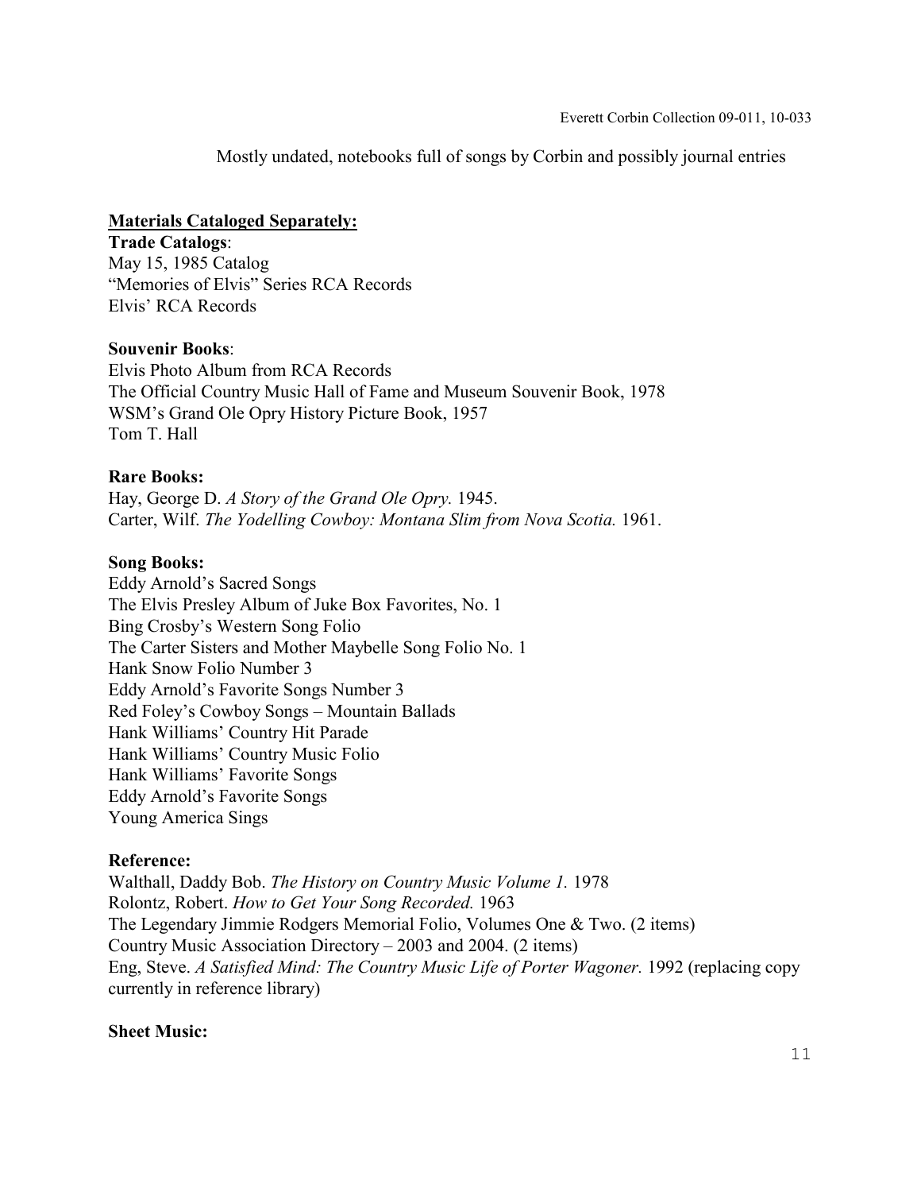Mostly undated, notebooks full of songs by Corbin and possibly journal entries

**Materials Cataloged Separately:**

**Trade Catalogs**:
May 15, 1985 Catalog
"Memories of Elvis" Series RCA Records
Elvis' RCA Records

**Souvenir Books**:
Elvis Photo Album from RCA Records
The Official Country Music Hall of Fame and Museum Souvenir Book, 1978
WSM's Grand Ole Opry History Picture Book, 1957
Tom T. Hall

**Rare Books:**
Hay, George D. *A Story of the Grand Ole Opry.* 1945.
Carter, Wilf. *The Yodelling Cowboy: Montana Slim from Nova Scotia.* 1961.

**Song Books:**
Eddy Arnold's Sacred Songs
The Elvis Presley Album of Juke Box Favorites, No. 1
Bing Crosby's Western Song Folio
The Carter Sisters and Mother Maybelle Song Folio No. 1
Hank Snow Folio Number 3
Eddy Arnold's Favorite Songs Number 3
Red Foley's Cowboy Songs – Mountain Ballads
Hank Williams' Country Hit Parade
Hank Williams' Country Music Folio
Hank Williams' Favorite Songs
Eddy Arnold's Favorite Songs
Young America Sings

**Reference:**
Walthall, Daddy Bob. *The History on Country Music Volume 1.* 1978
Rolontz, Robert. *How to Get Your Song Recorded.* 1963
The Legendary Jimmie Rodgers Memorial Folio, Volumes One & Two. (2 items)
Country Music Association Directory – 2003 and 2004. (2 items)
Eng, Steve. *A Satisfied Mind: The Country Music Life of Porter Wagoner.* 1992 (replacing copy currently in reference library)

**Sheet Music:**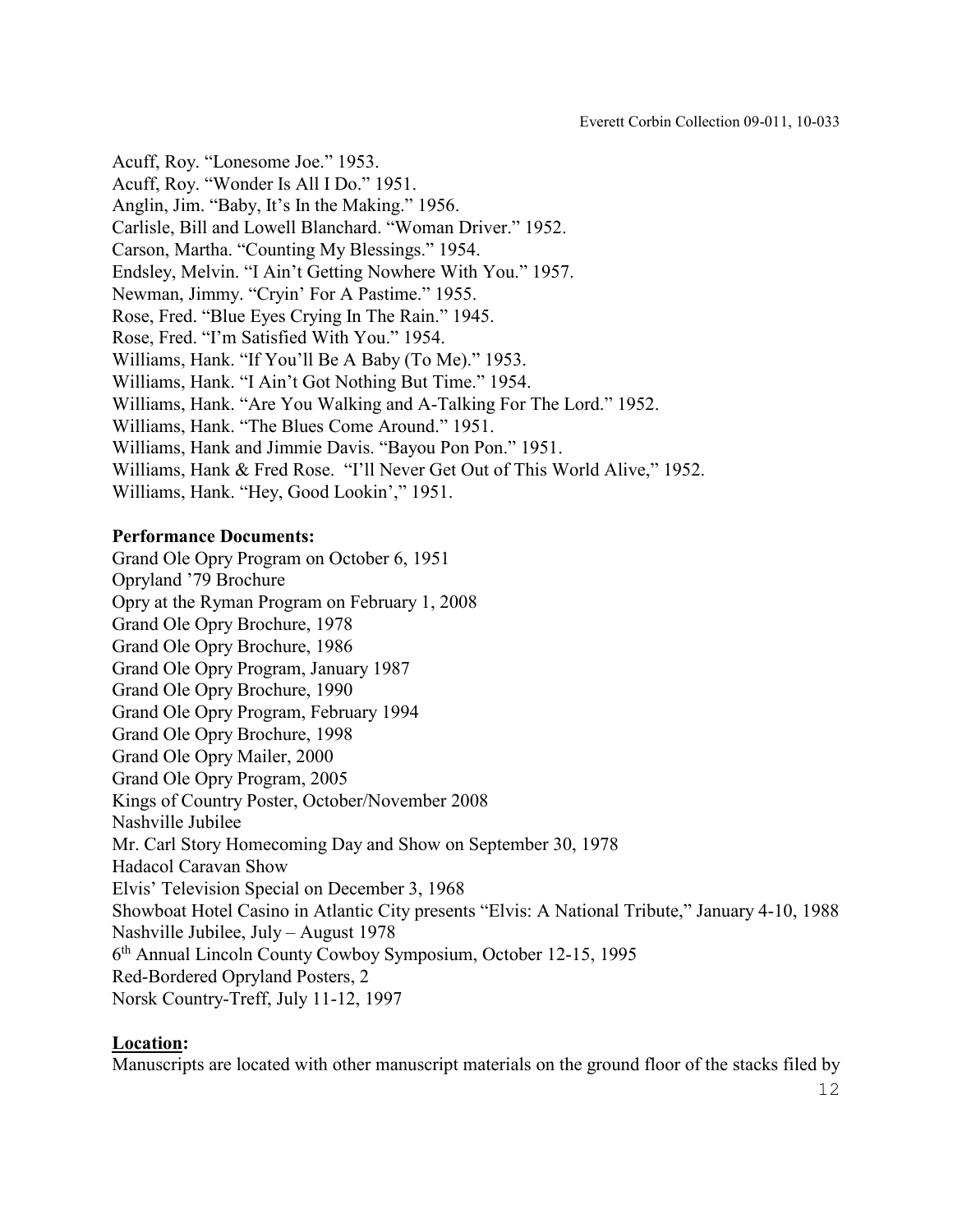Acuff, Roy. “Lonesome Joe.” 1953.
Acuff, Roy. “Wonder Is All I Do.” 1951.
Anglin, Jim. “Baby, It’s In the Making.” 1956.
Carlisle, Bill and Lowell Blanchard. “Woman Driver.” 1952.
Carson, Martha. “Counting My Blessings.” 1954.
Endsley, Melvin. “I Ain’t Getting Nowhere With You.” 1957.
Newman, Jimmy. “Cryin’ For A Pastime.” 1955.
Rose, Fred. “Blue Eyes Crying In The Rain.” 1945.
Rose, Fred. “I’m Satisfied With You.” 1954.
Williams, Hank. “If You’ll Be A Baby (To Me).” 1953.
Williams, Hank. “I Ain’t Got Nothing But Time.” 1954.
Williams, Hank. “Are You Walking and A-Talking For The Lord.” 1952.
Williams, Hank. “The Blues Come Around.” 1951.
Williams, Hank and Jimmie Davis. “Bayou Pon Pon.” 1951.
Williams, Hank & Fred Rose. “I’ll Never Get Out of This World Alive,” 1952.
Williams, Hank. “Hey, Good Lookin’,” 1951.

**Performance Documents:**

Grand Ole Opry Program on October 6, 1951
Opryland ’79 Brochure
Opry at the Ryman Program on February 1, 2008
Grand Ole Opry Brochure, 1978
Grand Ole Opry Brochure, 1986
Grand Ole Opry Program, January 1987
Grand Ole Opry Brochure, 1990
Grand Ole Opry Program, February 1994
Grand Ole Opry Brochure, 1998
Grand Ole Opry Mailer, 2000
Grand Ole Opry Program, 2005
Kings of Country Poster, October/November 2008
Nashville Jubilee
Mr. Carl Story Homecoming Day and Show on September 30, 1978
Hadacol Caravan Show
Elvis’ Television Special on December 3, 1968
Showboat Hotel Casino in Atlantic City presents “Elvis: A National Tribute,” January 4-10, 1988
Nashville Jubilee, July – August 1978
6th Annual Lincoln County Cowboy Symposium, October 12-15, 1995
Red-Bordered Opryland Posters, 2
Norsk Country-Treff, July 11-12, 1997

**Location:**

Manuscripts are located with other manuscript materials on the ground floor of the stacks filed by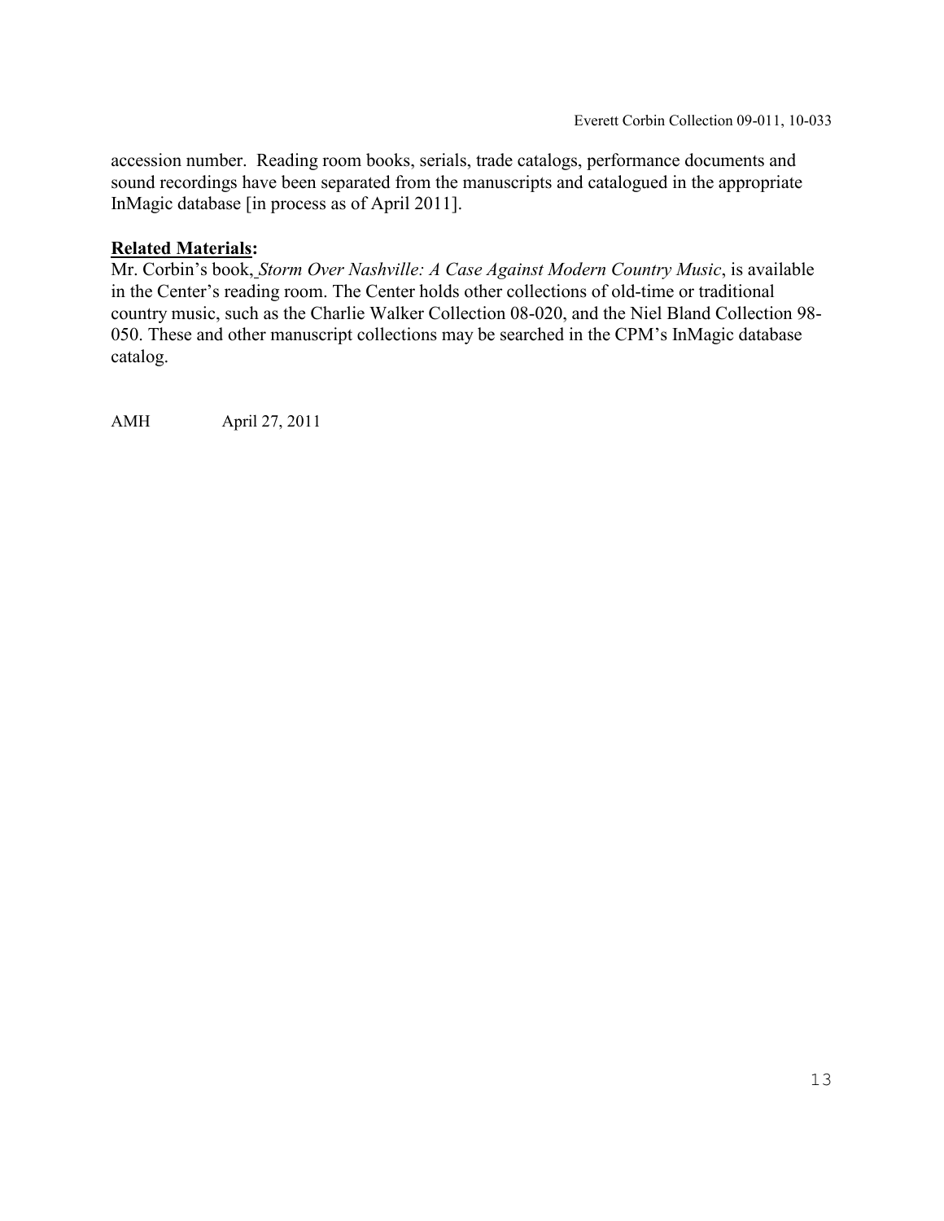accession number. Reading room books, serials, trade catalogs, performance documents and sound recordings have been separated from the manuscripts and catalogued in the appropriate InMagic database [in process as of April 2011].

**Related Materials:**

Mr. Corbin's book, *Storm Over Nashville: A Case Against Modern Country Music*, is available in the Center's reading room. The Center holds other collections of old-time or traditional country music, such as the Charlie Walker Collection 08-020, and the Niel Bland Collection 98-050. These and other manuscript collections may be searched in the CPM's InMagic database catalog.

AMH April 27, 2011